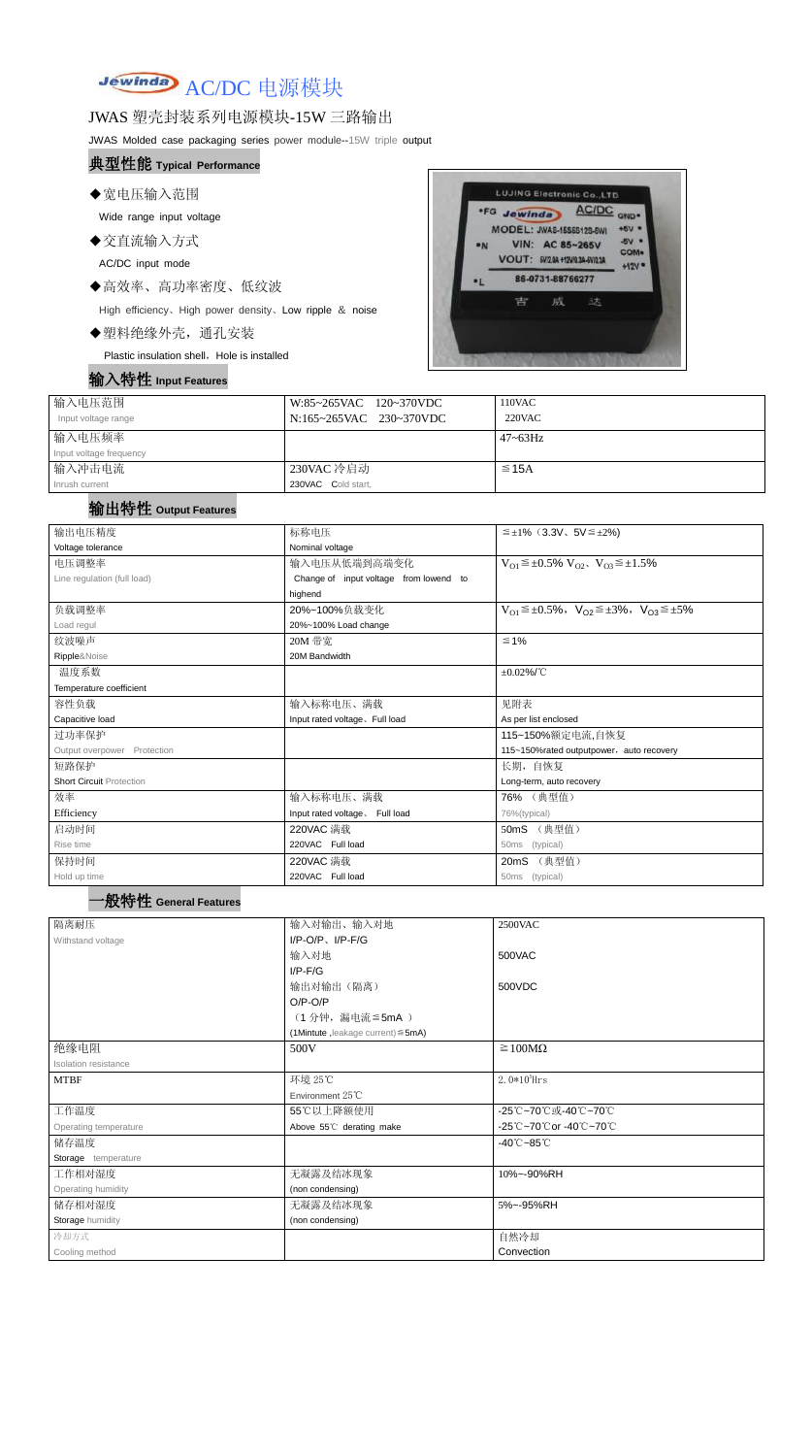# Jewinda AC/DC 电源模块

## JWAS 塑壳封装系列电源模块-15W 三路输出

JWAS Molded case packaging series power module--15W triple output

## 典型性能 Typical Performance

- ◆宽电压输入范围
  
  Wide range input voltage
- ◆交直流输入方式
  
  AC/DC input mode
- ◆高效率、高功率密度、低纹波
  
  High efficiency、High power density、Low ripple ＆ noise
- ◆塑料绝缘外壳，通孔安装
  
  Plastic insulation shell，Hole is installed

## 输入特性 Input Features

| 输入电压范围 Input voltage range | W:85~265VAC 120~370VDC N:165~265VAC 230~370VDC | 110VAC 220VAC |
|---|---|---|
| 输入电压频率 Input voltage frequency | | 47~63Hz |
| 输入冲击电流 Inrush current | 230VAC 冷启动 230VAC Cold start, | ≦15A |

## 输出特性 Output Features

| 输出电压精度 Voltage tolerance | 标称电压 Nominal voltage | ≦±1%（3.3V、5V≦±2%) |
|---|---|---|
| 电压调整率 Line regulation (full load) | 输入电压从低端到高端变化 Change of input voltage from lowend to highend | $V_{O1}$≦±0.5% $V_{O2}$、$V_{O3}$≦±1.5% |
| 负载调整率 Load regul | 20%~100%负载变化 20%~100% Load change | $V_{O1}$≦±0.5%，$V_{O2}$≦±3%，$V_{O3}$≦±5% |
| 纹波噪声 Ripple&Noise | 20M 带宽 20M Bandwidth | ≦1% |
| 温度系数 Temperature coefficient | | ±0.02%/℃ |
| 容性负载 Capacitive load | 输入标称电压、满载 Input rated voltage、Full load | 见附表 As per list enclosed |
| 过功率保护 Output overpower Protection | | 115~150%额定电流,自恢复 115~150%rated outputpower，auto recovery |
| 短路保护 Short Circuit Protection | | 长期，自恢复 Long-term, auto recovery |
| 效率 Efficiency | 输入标称电压、满载 Input rated voltage、Full load | 76% （典型值） 76%(typical) |
| 启动时间 Rise time | 220VAC 满载 220VAC Full load | 50mS （典型值） 50ms (typical) |
| 保持时间 Hold up time | 220VAC 满载 220VAC Full load | 20mS （典型值） 50ms (typical) |

## 一般特性 General Features

| 隔离耐压 Withstand voltage | 输入对输出、输入对地 I/P-O/P、I/P-F/G | 2500VAC |
|---|---|---|
| | 输入对地 I/P-F/G | 500VAC |
| | 输出对输出（隔离） O/P-O/P | 500VDC |
| | （1 分钟，漏电流≦5mA ） (1Mintute ,leakage current)≦5mA) | |
| 绝缘电阻 Isolation resistance | 500V | ≧100MΩ |
| MTBF | 环境 25℃ Environment 25℃ | $2.0*10^5$Hrs |
| 工作温度 Operating temperature | 55℃以上降额使用 Above 55℃ derating make | -25℃~70℃或-40℃~70℃ -25℃~70℃or -40℃~70℃ |
| 储存温度 Storage temperature | | -40℃~85℃ |
| 工作相对湿度 Operating humidity | 无凝露及结冰现象 (non condensing) | 10%~-90%RH |
| 储存相对湿度 Storage humidity | 无凝露及结冰现象 (non condensing) | 5%~-95%RH |
| 冷却方式 Cooling method | | 自然冷却 Convection |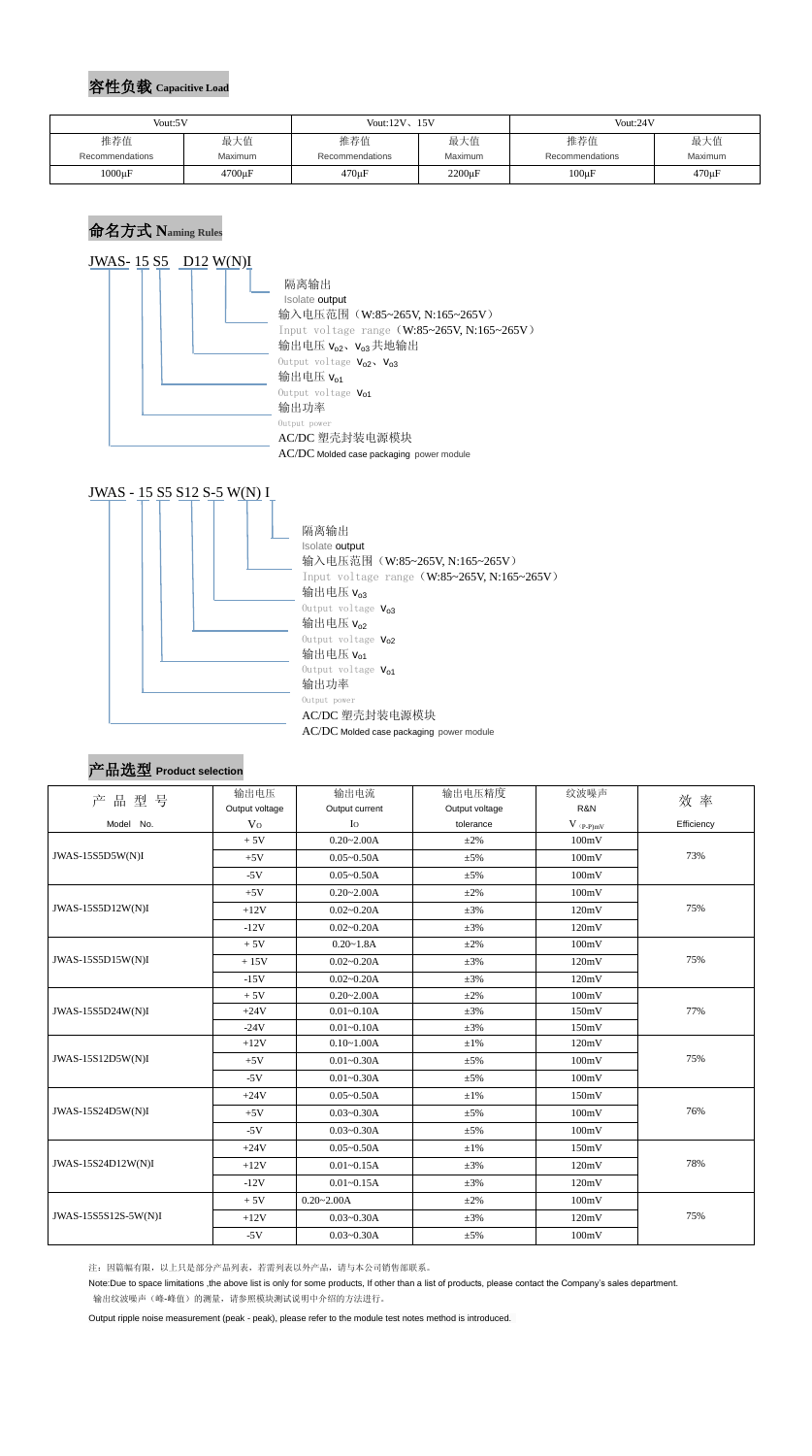## 容性负载 Capacitive Load

| Vout:5V | | Vout:12V、15V | | Vout:24V | |
|---|---|---|---|---|---|
| 推荐值 Recommendations | 最大值 Maximum | 推荐值 Recommendations | 最大值 Maximum | 推荐值 Recommendations | 最大值 Maximum |
| 1000μF | 4700μF | 470μF | 2200μF | 100μF | 470μF |

## 命名方式 Naming Rules

JWAS- 15 S5 D12 W(N)I

- 隔离输出 Isolate output
- 输入电压范围（W:85~265V, N:165~265V） Input voltage range（W:85~265V, N:165~265V）
- 输出电压 $V_{o2}$、$V_{o3}$ 共地输出 Output voltage $V_{o2}$、$V_{o3}$
- 输出电压 $V_{o1}$ Output voltage $V_{o1}$
- 输出功率 Output power
- AC/DC 塑壳封装电源模块 AC/DC Molded case packaging power module

JWAS - 15 S5 S12 S-5 W(N) I

- 隔离输出 Isolate output
- 输入电压范围（W:85~265V, N:165~265V） Input voltage range（W:85~265V, N:165~265V）
- 输出电压 $V_{o3}$ Output voltage $V_{o3}$
- 输出电压 $V_{o2}$ Output voltage $V_{o2}$
- 输出电压 $V_{o1}$ Output voltage $V_{o1}$
- 输出功率 Output power
- AC/DC 塑壳封装电源模块 AC/DC Molded case packaging power module

## 产品选型 Product selection

| 产品型号 Model No. | 输出电压 Output voltage $V_O$ | 输出电流 Output current $I_O$ | 输出电压精度 Output voltage tolerance | 纹波噪声 R&N $V_{(P-P)mV}$ | 效率 Efficiency |
|---|---|---|---|---|---|
| JWAS-15S5D5W(N)I | + 5V | 0.20~2.00A | ±2% | 100mV | 73% |
| | +5V | 0.05~0.50A | ±5% | 100mV | |
| | -5V | 0.05~0.50A | ±5% | 100mV | |
| JWAS-15S5D12W(N)I | +5V | 0.20~2.00A | ±2% | 100mV | 75% |
| | +12V | 0.02~0.20A | ±3% | 120mV | |
| | -12V | 0.02~0.20A | ±3% | 120mV | |
| JWAS-15S5D15W(N)I | + 5V | 0.20~1.8A | ±2% | 100mV | 75% |
| | + 15V | 0.02~0.20A | ±3% | 120mV | |
| | -15V | 0.02~0.20A | ±3% | 120mV | |
| JWAS-15S5D24W(N)I | + 5V | 0.20~2.00A | ±2% | 100mV | 77% |
| | +24V | 0.01~0.10A | ±3% | 150mV | |
| | -24V | 0.01~0.10A | ±3% | 150mV | |
| JWAS-15S12D5W(N)I | +12V | 0.10~1.00A | ±1% | 120mV | 75% |
| | +5V | 0.01~0.30A | ±5% | 100mV | |
| | -5V | 0.01~0.30A | ±5% | 100mV | |
| JWAS-15S24D5W(N)I | +24V | 0.05~0.50A | ±1% | 150mV | 76% |
| | +5V | 0.03~0.30A | ±5% | 100mV | |
| | -5V | 0.03~0.30A | ±5% | 100mV | |
| JWAS-15S24D12W(N)I | +24V | 0.05~0.50A | ±1% | 150mV | 78% |
| | +12V | 0.01~0.15A | ±3% | 120mV | |
| | -12V | 0.01~0.15A | ±3% | 120mV | |
| JWAS-15S5S12S-5W(N)I | + 5V | 0.20~2.00A | ±2% | 100mV | 75% |
| | +12V | 0.03~0.30A | ±3% | 120mV | |
| | -5V | 0.03~0.30A | ±5% | 100mV | |

注：因篇幅有限，以上只是部分产品列表，若需列表以外产品，请与本公司销售部联系。

Note:Due to space limitations ,the above list is only for some products, If other than a list of products, please contact the Company's sales department.

输出纹波噪声（峰-峰值）的测量，请参照模块测试说明中介绍的方法进行。

Output ripple noise measurement (peak - peak), please refer to the module test notes method is introduced.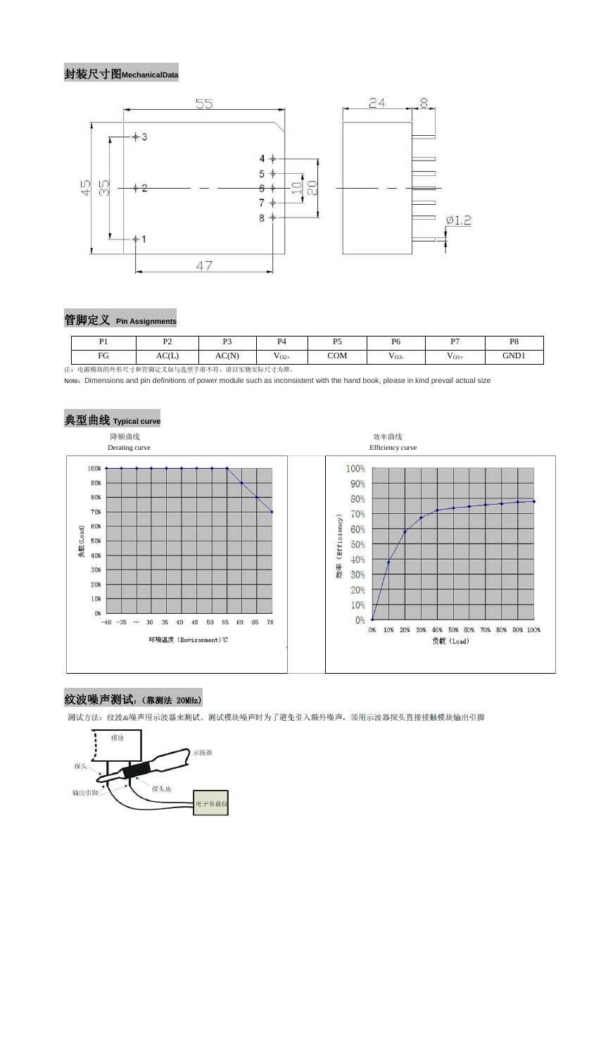## 封装尺寸图MechanicalData

55

24

8

3

4

5

6

7

8

2

1

45

35

10

20

47

Ø1.2

## 管脚定义 Pin Assignments

| P1 | P2 | P3 | P4 | P5 | P6 | P7 | P8 |
|---|---|---|---|---|---|---|---|
| FG | AC(L) | AC(N) | $V_{O2+}$ | COM | $V_{O3-}$ | $V_{O1+}$ | GND1 |

注：电源模块的外形尺寸和管脚定义如与选型手册不符，请以实物实际尺寸为准。

Note：Dimensions and pin definitions of power module such as inconsistent with the hand book, please in kind prevail actual size

## 典型曲线 Typical curve

降额曲线

Derating curve

负载(Load)

100%
90%
80%
70%
60%
50%
40%
30%
20%
10%
0%

-40 -35 … 30 35 40 45 50 55 60 65 70

环境温度（Environment）℃

效率曲线

Efficiency curve

效率（Efficiency）

100%
90%
80%
70%
60%
50%
40%
30%
20%
10%
0%

0% 10% 20% 30% 40% 50% 60% 70% 80% 90% 100%

负载（Load）

## 纹波噪声测试：（靠测法 20MHz）

测试方法：纹波&噪声用示波器来测试。测试模块噪声时为了避免引入额外噪声，须用示波器探头直接接触模块输出引脚

模块

示波器

探头

探头地

输出引脚

电子负载仪